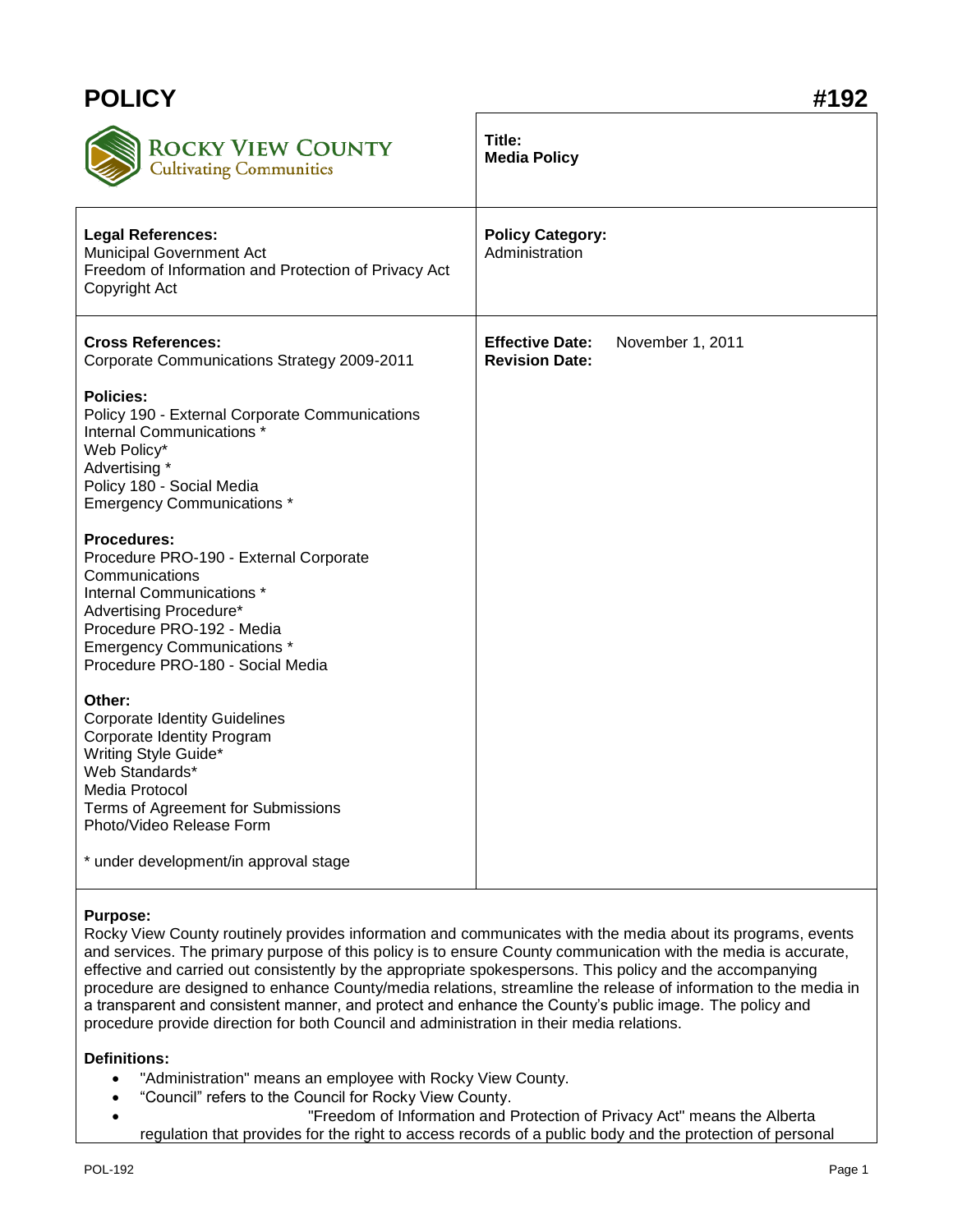# POLICY #192

**ROCKY VIEW COUNTY**
Cultivating Communities

| | |
|---|---|
| **Title:** **Media Policy** | |
| **Legal References:** Municipal Government Act; Freedom of Information and Protection of Privacy Act; Copyright Act | **Policy Category:** Administration |
| **Cross References:** (see below) | **Effective Date:** November 1, 2011 **Revision Date:** |

**Cross References:**
Corporate Communications Strategy 2009-2011

**Policies:**
Policy 190 - External Corporate Communications
Internal Communications *
Web Policy*
Advertising *
Policy 180 - Social Media
Emergency Communications *

**Procedures:**
Procedure PRO-190 - External Corporate Communications
Internal Communications *
Advertising Procedure*
Procedure PRO-192 - Media
Emergency Communications *
Procedure PRO-180 - Social Media

**Other:**
Corporate Identity Guidelines
Corporate Identity Program
Writing Style Guide*
Web Standards*
Media Protocol
Terms of Agreement for Submissions
Photo/Video Release Form

* under development/in approval stage

**Purpose:**
Rocky View County routinely provides information and communicates with the media about its programs, events and services. The primary purpose of this policy is to ensure County communication with the media is accurate, effective and carried out consistently by the appropriate spokespersons. This policy and the accompanying procedure are designed to enhance County/media relations, streamline the release of information to the media in a transparent and consistent manner, and protect and enhance the County's public image. The policy and procedure provide direction for both Council and administration in their media relations.

**Definitions:**

- "Administration" means an employee with Rocky View County.
- "Council" refers to the Council for Rocky View County.
- "Freedom of Information and Protection of Privacy Act" means the Alberta regulation that provides for the right to access records of a public body and the protection of personal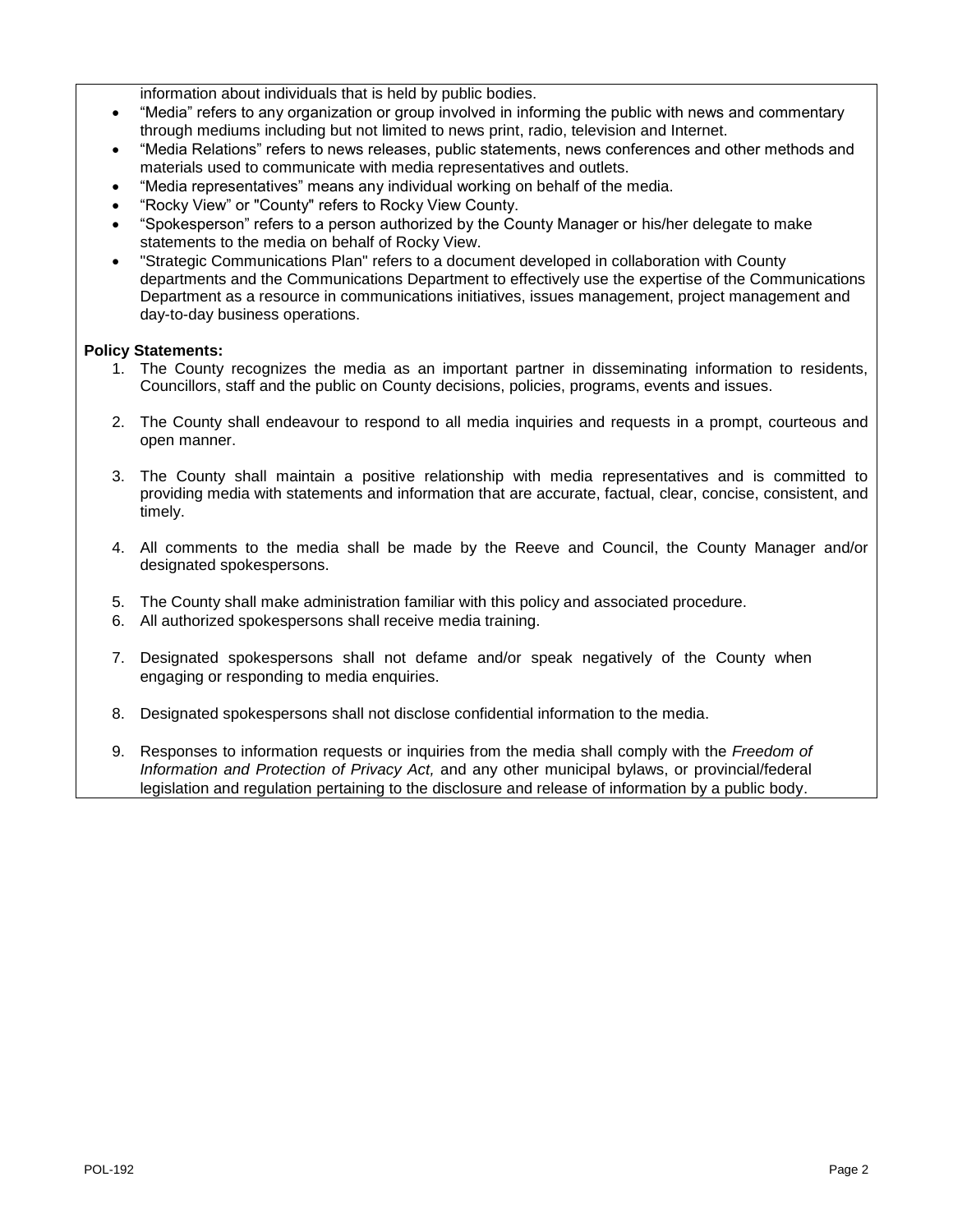information about individuals that is held by public bodies.

- "Media" refers to any organization or group involved in informing the public with news and commentary through mediums including but not limited to news print, radio, television and Internet.
- "Media Relations" refers to news releases, public statements, news conferences and other methods and materials used to communicate with media representatives and outlets.
- "Media representatives" means any individual working on behalf of the media.
- "Rocky View" or "County" refers to Rocky View County.
- "Spokesperson" refers to a person authorized by the County Manager or his/her delegate to make statements to the media on behalf of Rocky View.
- "Strategic Communications Plan" refers to a document developed in collaboration with County departments and the Communications Department to effectively use the expertise of the Communications Department as a resource in communications initiatives, issues management, project management and day-to-day business operations.

**Policy Statements:**

1. The County recognizes the media as an important partner in disseminating information to residents, Councillors, staff and the public on County decisions, policies, programs, events and issues.
2. The County shall endeavour to respond to all media inquiries and requests in a prompt, courteous and open manner.
3. The County shall maintain a positive relationship with media representatives and is committed to providing media with statements and information that are accurate, factual, clear, concise, consistent, and timely.
4. All comments to the media shall be made by the Reeve and Council, the County Manager and/or designated spokespersons.
5. The County shall make administration familiar with this policy and associated procedure.
6. All authorized spokespersons shall receive media training.
7. Designated spokespersons shall not defame and/or speak negatively of the County when engaging or responding to media enquiries.
8. Designated spokespersons shall not disclose confidential information to the media.
9. Responses to information requests or inquiries from the media shall comply with the *Freedom of Information and Protection of Privacy Act,* and any other municipal bylaws, or provincial/federal legislation and regulation pertaining to the disclosure and release of information by a public body.